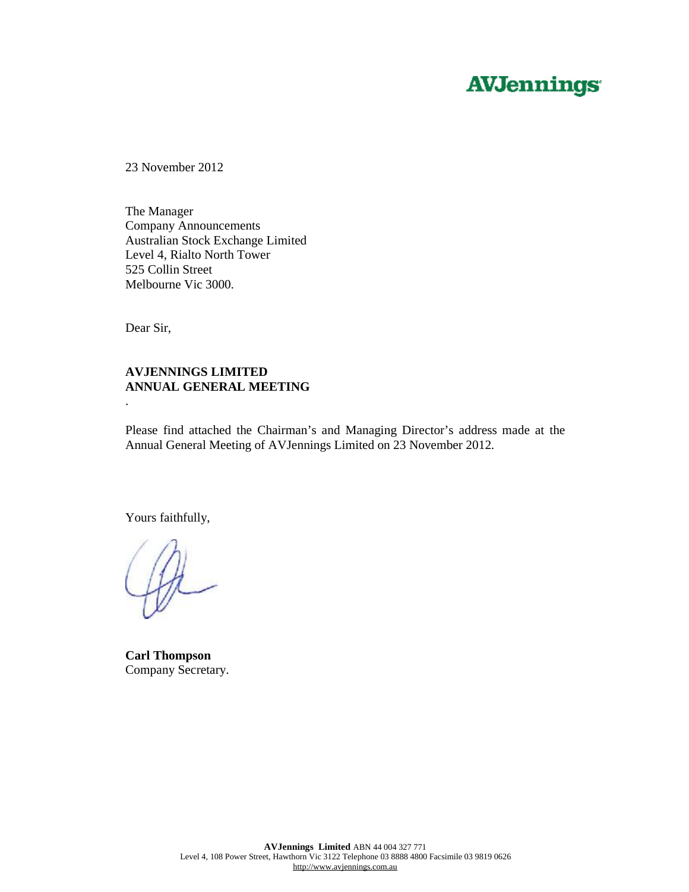**AVJennings**

23 November 2012

The Manager
Company Announcements
Australian Stock Exchange Limited
Level 4, Rialto North Tower
525 Collin Street
Melbourne Vic 3000.

Dear Sir,

**AVJENNINGS LIMITED**
**ANNUAL GENERAL MEETING**

.

Please find attached the Chairman's and Managing Director's address made at the Annual General Meeting of AVJennings Limited on 23 November 2012.

Yours faithfully,

**Carl Thompson**
Company Secretary.

**AVJennings Limited** ABN 44 004 327 771
Level 4, 108 Power Street, Hawthorn Vic 3122 Telephone 03 8888 4800 Facsimile 03 9819 0626
http://www.avjennings.com.au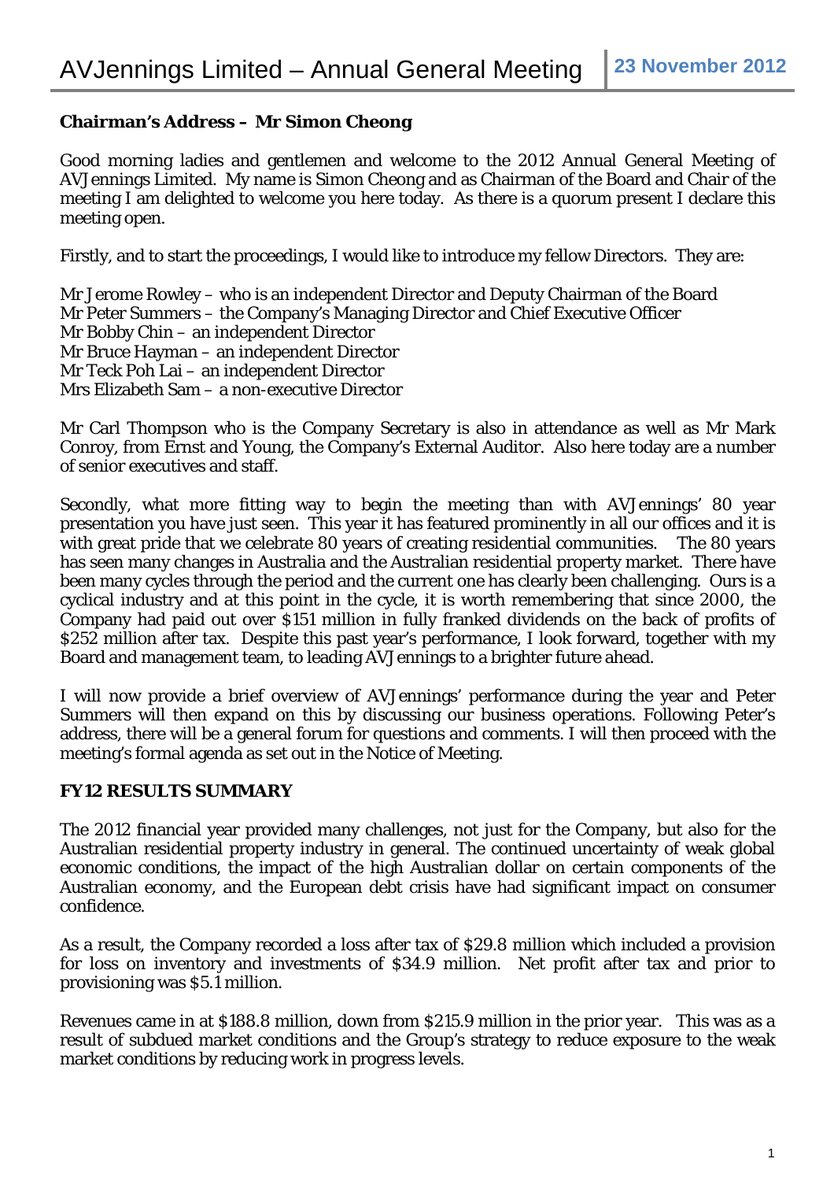# AVJennings Limited – Annual General Meeting

**23 November 2012**

## Chairman's Address – Mr Simon Cheong

Good morning ladies and gentlemen and welcome to the 2012 Annual General Meeting of AVJennings Limited. My name is Simon Cheong and as Chairman of the Board and Chair of the meeting I am delighted to welcome you here today. As there is a quorum present I declare this meeting open.

Firstly, and to start the proceedings, I would like to introduce my fellow Directors. They are:

Mr Jerome Rowley – who is an independent Director and Deputy Chairman of the Board
Mr Peter Summers – the Company's Managing Director and Chief Executive Officer
Mr Bobby Chin – an independent Director
Mr Bruce Hayman – an independent Director
Mr Teck Poh Lai – an independent Director
Mrs Elizabeth Sam – a non-executive Director

Mr Carl Thompson who is the Company Secretary is also in attendance as well as Mr Mark Conroy, from Ernst and Young, the Company's External Auditor. Also here today are a number of senior executives and staff.

Secondly, what more fitting way to begin the meeting than with AVJennings' 80 year presentation you have just seen. This year it has featured prominently in all our offices and it is with great pride that we celebrate 80 years of creating residential communities. The 80 years has seen many changes in Australia and the Australian residential property market. There have been many cycles through the period and the current one has clearly been challenging. Ours is a cyclical industry and at this point in the cycle, it is worth remembering that since 2000, the Company had paid out over $151 million in fully franked dividends on the back of profits of $252 million after tax. Despite this past year's performance, I look forward, together with my Board and management team, to leading AVJennings to a brighter future ahead.

I will now provide a brief overview of AVJennings' performance during the year and Peter Summers will then expand on this by discussing our business operations. Following Peter's address, there will be a general forum for questions and comments. I will then proceed with the meeting's formal agenda as set out in the Notice of Meeting.

### FY12 RESULTS SUMMARY

The 2012 financial year provided many challenges, not just for the Company, but also for the Australian residential property industry in general. The continued uncertainty of weak global economic conditions, the impact of the high Australian dollar on certain components of the Australian economy, and the European debt crisis have had significant impact on consumer confidence.

As a result, the Company recorded a loss after tax of $29.8 million which included a provision for loss on inventory and investments of $34.9 million. Net profit after tax and prior to provisioning was $5.1 million.

Revenues came in at $188.8 million, down from $215.9 million in the prior year. This was as a result of subdued market conditions and the Group's strategy to reduce exposure to the weak market conditions by reducing work in progress levels.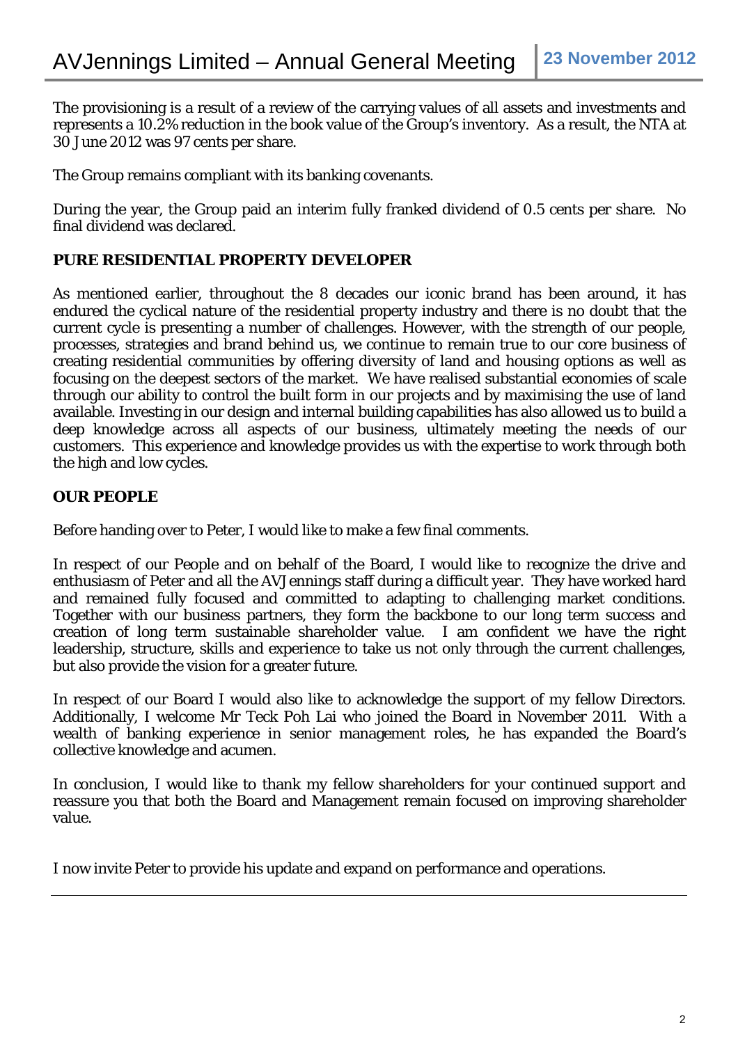The provisioning is a result of a review of the carrying values of all assets and investments and represents a 10.2% reduction in the book value of the Group's inventory. As a result, the NTA at 30 June 2012 was 97 cents per share.

The Group remains compliant with its banking covenants.

During the year, the Group paid an interim fully franked dividend of 0.5 cents per share. No final dividend was declared.

## PURE RESIDENTIAL PROPERTY DEVELOPER

As mentioned earlier, throughout the 8 decades our iconic brand has been around, it has endured the cyclical nature of the residential property industry and there is no doubt that the current cycle is presenting a number of challenges. However, with the strength of our people, processes, strategies and brand behind us, we continue to remain true to our core business of creating residential communities by offering diversity of land and housing options as well as focusing on the deepest sectors of the market. We have realised substantial economies of scale through our ability to control the built form in our projects and by maximising the use of land available. Investing in our design and internal building capabilities has also allowed us to build a deep knowledge across all aspects of our business, ultimately meeting the needs of our customers. This experience and knowledge provides us with the expertise to work through both the high and low cycles.

## OUR PEOPLE

Before handing over to Peter, I would like to make a few final comments.

In respect of our People and on behalf of the Board, I would like to recognize the drive and enthusiasm of Peter and all the AVJennings staff during a difficult year. They have worked hard and remained fully focused and committed to adapting to challenging market conditions. Together with our business partners, they form the backbone to our long term success and creation of long term sustainable shareholder value. I am confident we have the right leadership, structure, skills and experience to take us not only through the current challenges, but also provide the vision for a greater future.

In respect of our Board I would also like to acknowledge the support of my fellow Directors. Additionally, I welcome Mr Teck Poh Lai who joined the Board in November 2011. With a wealth of banking experience in senior management roles, he has expanded the Board's collective knowledge and acumen.

In conclusion, I would like to thank my fellow shareholders for your continued support and reassure you that both the Board and Management remain focused on improving shareholder value.

I now invite Peter to provide his update and expand on performance and operations.

---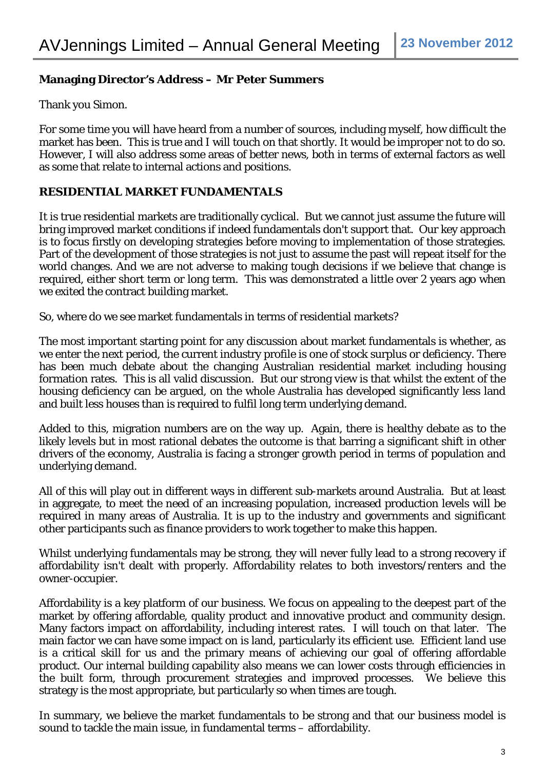**Managing Director's Address – Mr Peter Summers**

Thank you Simon.

For some time you will have heard from a number of sources, including myself, how difficult the market has been. This is true and I will touch on that shortly. It would be improper not to do so. However, I will also address some areas of better news, both in terms of external factors as well as some that relate to internal actions and positions.

**RESIDENTIAL MARKET FUNDAMENTALS**

It is true residential markets are traditionally cyclical. But we cannot just assume the future will bring improved market conditions if indeed fundamentals don't support that. Our key approach is to focus firstly on developing strategies before moving to implementation of those strategies. Part of the development of those strategies is not just to assume the past will repeat itself for the world changes. And we are not adverse to making tough decisions if we believe that change is required, either short term or long term. This was demonstrated a little over 2 years ago when we exited the contract building market.

So, where do we see market fundamentals in terms of residential markets?

The most important starting point for any discussion about market fundamentals is whether, as we enter the next period, the current industry profile is one of stock surplus or deficiency. There has been much debate about the changing Australian residential market including housing formation rates. This is all valid discussion. But our strong view is that whilst the extent of the housing deficiency can be argued, on the whole Australia has developed significantly less land and built less houses than is required to fulfil long term underlying demand.

Added to this, migration numbers are on the way up. Again, there is healthy debate as to the likely levels but in most rational debates the outcome is that barring a significant shift in other drivers of the economy, Australia is facing a stronger growth period in terms of population and underlying demand.

All of this will play out in different ways in different sub-markets around Australia. But at least in aggregate, to meet the need of an increasing population, increased production levels will be required in many areas of Australia. It is up to the industry and governments and significant other participants such as finance providers to work together to make this happen.

Whilst underlying fundamentals may be strong, they will never fully lead to a strong recovery if affordability isn't dealt with properly. Affordability relates to both investors/renters and the owner-occupier.

Affordability is a key platform of our business. We focus on appealing to the deepest part of the market by offering affordable, quality product and innovative product and community design. Many factors impact on affordability, including interest rates. I will touch on that later. The main factor we can have some impact on is land, particularly its efficient use. Efficient land use is a critical skill for us and the primary means of achieving our goal of offering affordable product. Our internal building capability also means we can lower costs through efficiencies in the built form, through procurement strategies and improved processes. We believe this strategy is the most appropriate, but particularly so when times are tough.

In summary, we believe the market fundamentals to be strong and that our business model is sound to tackle the main issue, in fundamental terms – affordability.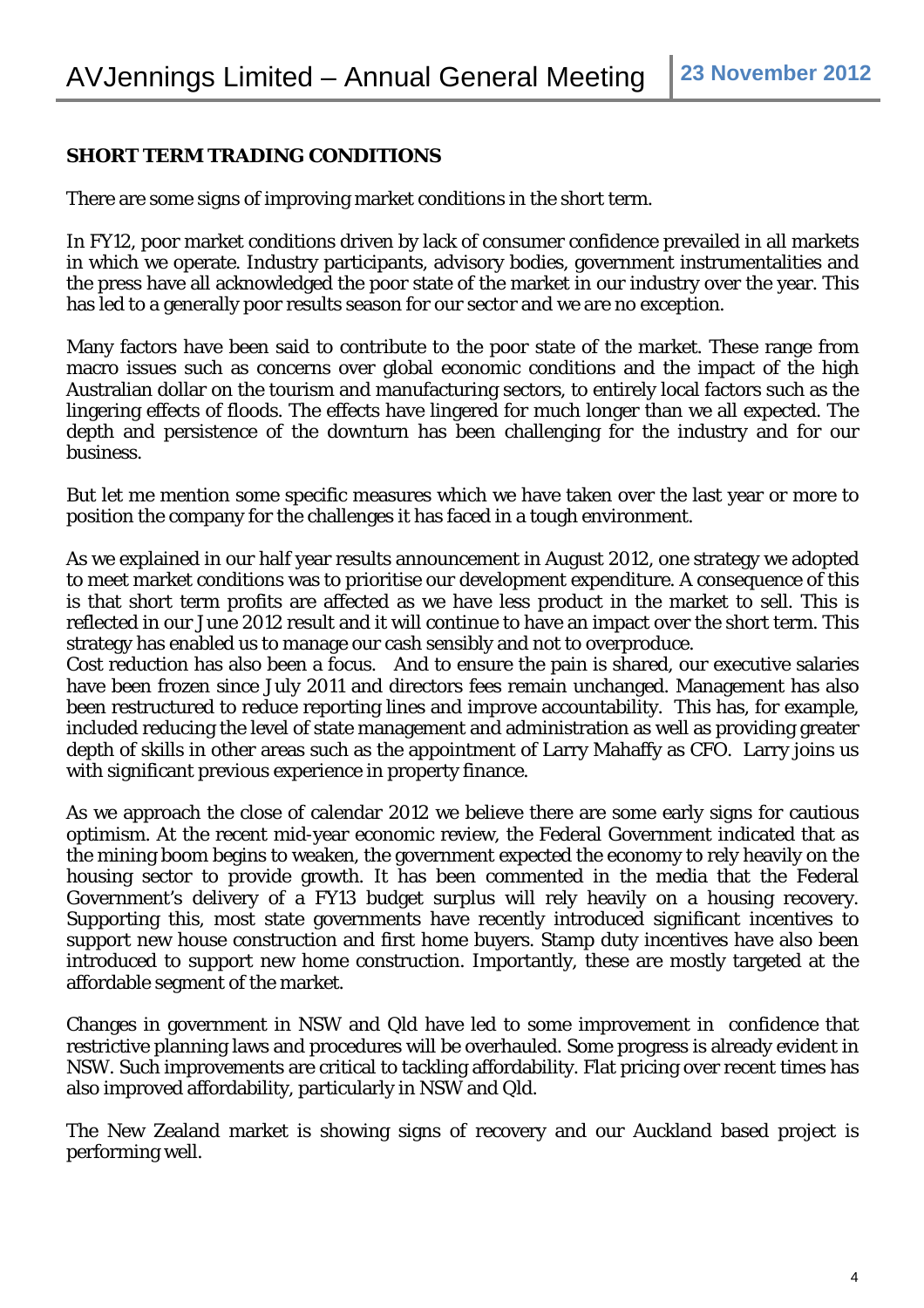## SHORT TERM TRADING CONDITIONS

There are some signs of improving market conditions in the short term.

In FY12, poor market conditions driven by lack of consumer confidence prevailed in all markets in which we operate. Industry participants, advisory bodies, government instrumentalities and the press have all acknowledged the poor state of the market in our industry over the year. This has led to a generally poor results season for our sector and we are no exception.

Many factors have been said to contribute to the poor state of the market. These range from macro issues such as concerns over global economic conditions and the impact of the high Australian dollar on the tourism and manufacturing sectors, to entirely local factors such as the lingering effects of floods. The effects have lingered for much longer than we all expected. The depth and persistence of the downturn has been challenging for the industry and for our business.

But let me mention some specific measures which we have taken over the last year or more to position the company for the challenges it has faced in a tough environment.

As we explained in our half year results announcement in August 2012, one strategy we adopted to meet market conditions was to prioritise our development expenditure. A consequence of this is that short term profits are affected as we have less product in the market to sell. This is reflected in our June 2012 result and it will continue to have an impact over the short term. This strategy has enabled us to manage our cash sensibly and not to overproduce.

Cost reduction has also been a focus. And to ensure the pain is shared, our executive salaries have been frozen since July 2011 and directors fees remain unchanged. Management has also been restructured to reduce reporting lines and improve accountability. This has, for example, included reducing the level of state management and administration as well as providing greater depth of skills in other areas such as the appointment of Larry Mahaffy as CFO. Larry joins us with significant previous experience in property finance.

As we approach the close of calendar 2012 we believe there are some early signs for cautious optimism. At the recent mid-year economic review, the Federal Government indicated that as the mining boom begins to weaken, the government expected the economy to rely heavily on the housing sector to provide growth. It has been commented in the media that the Federal Government's delivery of a FY13 budget surplus will rely heavily on a housing recovery. Supporting this, most state governments have recently introduced significant incentives to support new house construction and first home buyers. Stamp duty incentives have also been introduced to support new home construction. Importantly, these are mostly targeted at the affordable segment of the market.

Changes in government in NSW and Qld have led to some improvement in confidence that restrictive planning laws and procedures will be overhauled. Some progress is already evident in NSW. Such improvements are critical to tackling affordability. Flat pricing over recent times has also improved affordability, particularly in NSW and Qld.

The New Zealand market is showing signs of recovery and our Auckland based project is performing well.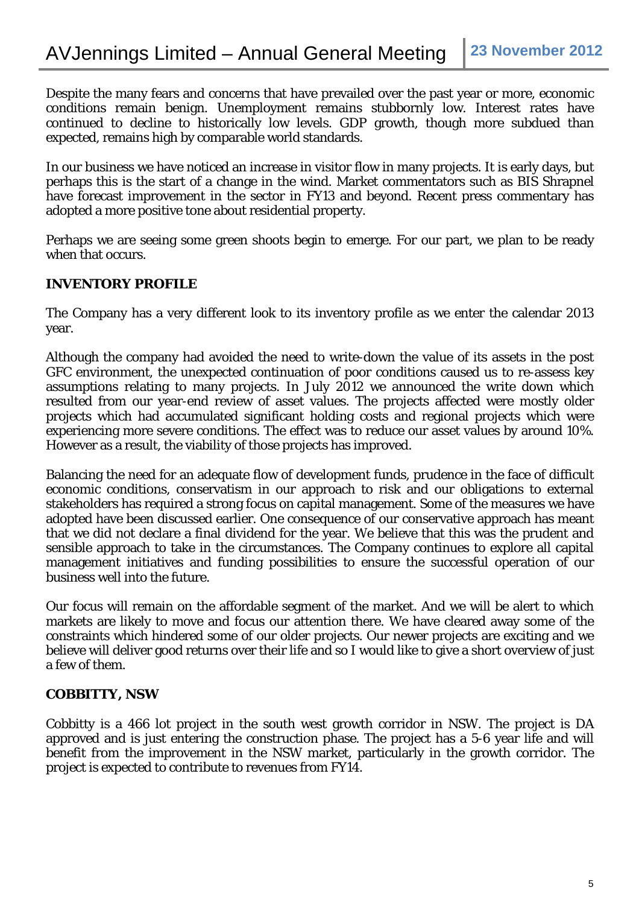Despite the many fears and concerns that have prevailed over the past year or more, economic conditions remain benign. Unemployment remains stubbornly low. Interest rates have continued to decline to historically low levels. GDP growth, though more subdued than expected, remains high by comparable world standards.

In our business we have noticed an increase in visitor flow in many projects. It is early days, but perhaps this is the start of a change in the wind. Market commentators such as BIS Shrapnel have forecast improvement in the sector in FY13 and beyond. Recent press commentary has adopted a more positive tone about residential property.

Perhaps we are seeing some green shoots begin to emerge. For our part, we plan to be ready when that occurs.

**INVENTORY PROFILE**

The Company has a very different look to its inventory profile as we enter the calendar 2013 year.

Although the company had avoided the need to write-down the value of its assets in the post GFC environment, the unexpected continuation of poor conditions caused us to re-assess key assumptions relating to many projects. In July 2012 we announced the write down which resulted from our year-end review of asset values. The projects affected were mostly older projects which had accumulated significant holding costs and regional projects which were experiencing more severe conditions. The effect was to reduce our asset values by around 10%. However as a result, the viability of those projects has improved.

Balancing the need for an adequate flow of development funds, prudence in the face of difficult economic conditions, conservatism in our approach to risk and our obligations to external stakeholders has required a strong focus on capital management. Some of the measures we have adopted have been discussed earlier. One consequence of our conservative approach has meant that we did not declare a final dividend for the year. We believe that this was the prudent and sensible approach to take in the circumstances. The Company continues to explore all capital management initiatives and funding possibilities to ensure the successful operation of our business well into the future.

Our focus will remain on the affordable segment of the market. And we will be alert to which markets are likely to move and focus our attention there. We have cleared away some of the constraints which hindered some of our older projects. Our newer projects are exciting and we believe will deliver good returns over their life and so I would like to give a short overview of just a few of them.

**COBBITTY, NSW**

Cobbitty is a 466 lot project in the south west growth corridor in NSW. The project is DA approved and is just entering the construction phase. The project has a 5-6 year life and will benefit from the improvement in the NSW market, particularly in the growth corridor. The project is expected to contribute to revenues from FY14.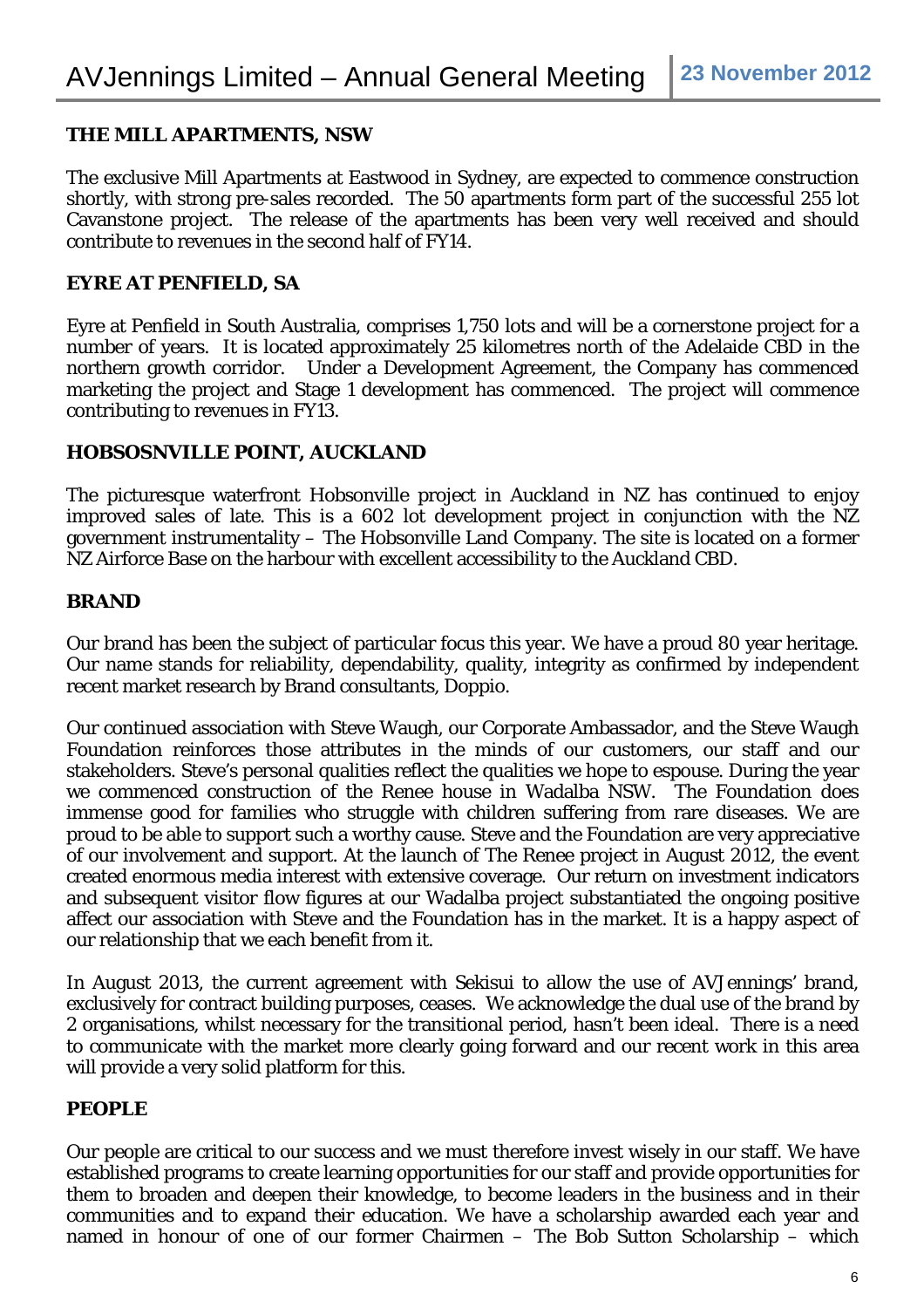### THE MILL APARTMENTS, NSW

The exclusive Mill Apartments at Eastwood in Sydney, are expected to commence construction shortly, with strong pre-sales recorded. The 50 apartments form part of the successful 255 lot Cavanstone project. The release of the apartments has been very well received and should contribute to revenues in the second half of FY14.

### EYRE AT PENFIELD, SA

Eyre at Penfield in South Australia, comprises 1,750 lots and will be a cornerstone project for a number of years. It is located approximately 25 kilometres north of the Adelaide CBD in the northern growth corridor. Under a Development Agreement, the Company has commenced marketing the project and Stage 1 development has commenced. The project will commence contributing to revenues in FY13.

### HOBSOSNVILLE POINT, AUCKLAND

The picturesque waterfront Hobsonville project in Auckland in NZ has continued to enjoy improved sales of late. This is a 602 lot development project in conjunction with the NZ government instrumentality – The Hobsonville Land Company. The site is located on a former NZ Airforce Base on the harbour with excellent accessibility to the Auckland CBD.

### BRAND

Our brand has been the subject of particular focus this year. We have a proud 80 year heritage. Our name stands for reliability, dependability, quality, integrity as confirmed by independent recent market research by Brand consultants, Doppio.

Our continued association with Steve Waugh, our Corporate Ambassador, and the Steve Waugh Foundation reinforces those attributes in the minds of our customers, our staff and our stakeholders. Steve's personal qualities reflect the qualities we hope to espouse. During the year we commenced construction of the Renee house in Wadalba NSW. The Foundation does immense good for families who struggle with children suffering from rare diseases. We are proud to be able to support such a worthy cause. Steve and the Foundation are very appreciative of our involvement and support. At the launch of The Renee project in August 2012, the event created enormous media interest with extensive coverage. Our return on investment indicators and subsequent visitor flow figures at our Wadalba project substantiated the ongoing positive affect our association with Steve and the Foundation has in the market. It is a happy aspect of our relationship that we each benefit from it.

In August 2013, the current agreement with Sekisui to allow the use of AVJennings' brand, exclusively for contract building purposes, ceases. We acknowledge the dual use of the brand by 2 organisations, whilst necessary for the transitional period, hasn't been ideal. There is a need to communicate with the market more clearly going forward and our recent work in this area will provide a very solid platform for this.

### PEOPLE

Our people are critical to our success and we must therefore invest wisely in our staff. We have established programs to create learning opportunities for our staff and provide opportunities for them to broaden and deepen their knowledge, to become leaders in the business and in their communities and to expand their education. We have a scholarship awarded each year and named in honour of one of our former Chairmen – The Bob Sutton Scholarship – which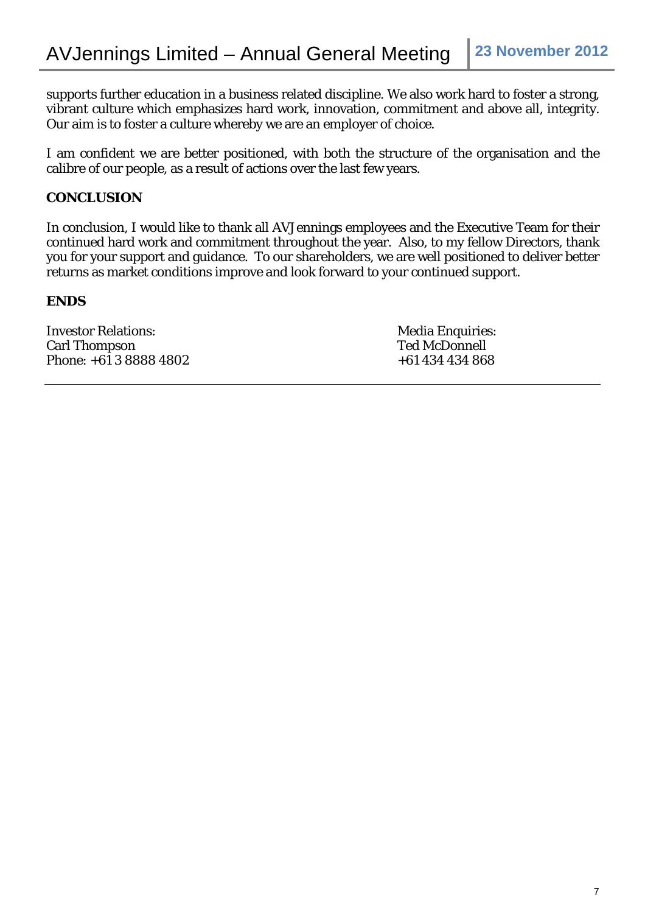supports further education in a business related discipline. We also work hard to foster a strong, vibrant culture which emphasizes hard work, innovation, commitment and above all, integrity. Our aim is to foster a culture whereby we are an employer of choice.

I am confident we are better positioned, with both the structure of the organisation and the calibre of our people, as a result of actions over the last few years.

**CONCLUSION**

In conclusion, I would like to thank all AVJennings employees and the Executive Team for their continued hard work and commitment throughout the year. Also, to my fellow Directors, thank you for your support and guidance. To our shareholders, we are well positioned to deliver better returns as market conditions improve and look forward to your continued support.

**ENDS**

Investor Relations:
Carl Thompson
Phone: +61 3 8888 4802

Media Enquiries:
Ted McDonnell
+61 434 434 868